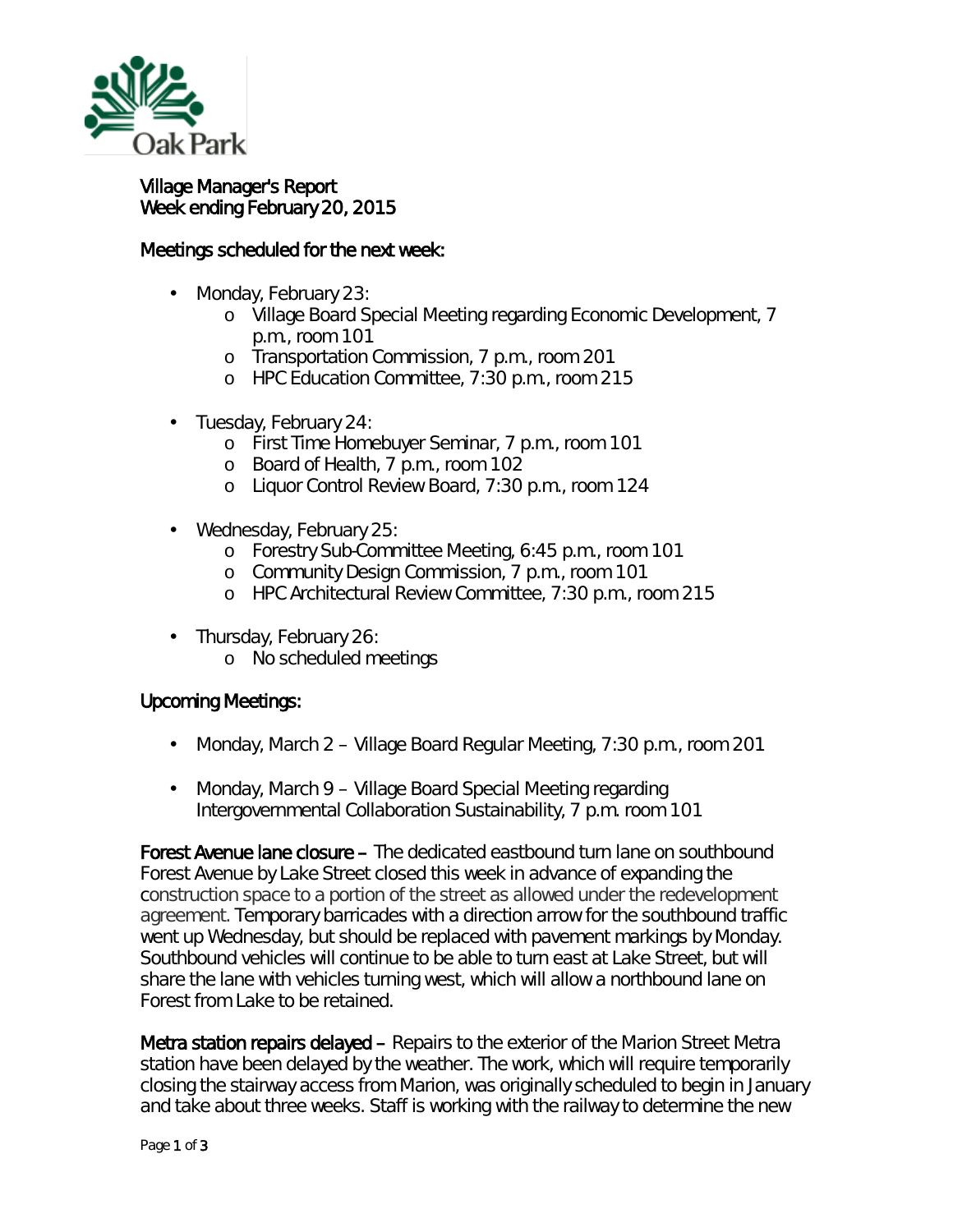Village Manager's Report
Week ending February 20, 2015

## Meetings scheduled for the next week:

- Monday, February 23:
  - Village Board Special Meeting regarding Economic Development, 7 p.m., room 101
  - Transportation Commission, 7 p.m., room 201
  - HPC Education Committee, 7:30 p.m., room 215
- Tuesday, February 24:
  - First Time Homebuyer Seminar, 7 p.m., room 101
  - Board of Health, 7 p.m., room 102
  - Liquor Control Review Board, 7:30 p.m., room 124
- Wednesday, February 25:
  - Forestry Sub-Committee Meeting, 6:45 p.m., room 101
  - Community Design Commission, 7 p.m., room 101
  - HPC Architectural Review Committee, 7:30 p.m., room 215
- Thursday, February 26:
  - No scheduled meetings

## Upcoming Meetings:

- Monday, March 2 – Village Board Regular Meeting, 7:30 p.m., room 201
- Monday, March 9 – Village Board Special Meeting regarding Intergovernmental Collaboration Sustainability, 7 p.m. room 101

**Forest Avenue lane closure –** The dedicated eastbound turn lane on southbound Forest Avenue by Lake Street closed this week in advance of expanding the construction space to a portion of the street as allowed under the redevelopment agreement. Temporary barricades with a direction arrow for the southbound traffic went up Wednesday, but should be replaced with pavement markings by Monday. Southbound vehicles will continue to be able to turn east at Lake Street, but will share the lane with vehicles turning west, which will allow a northbound lane on Forest from Lake to be retained.

**Metra station repairs delayed –** Repairs to the exterior of the Marion Street Metra station have been delayed by the weather. The work, which will require temporarily closing the stairway access from Marion, was originally scheduled to begin in January and take about three weeks. Staff is working with the railway to determine the new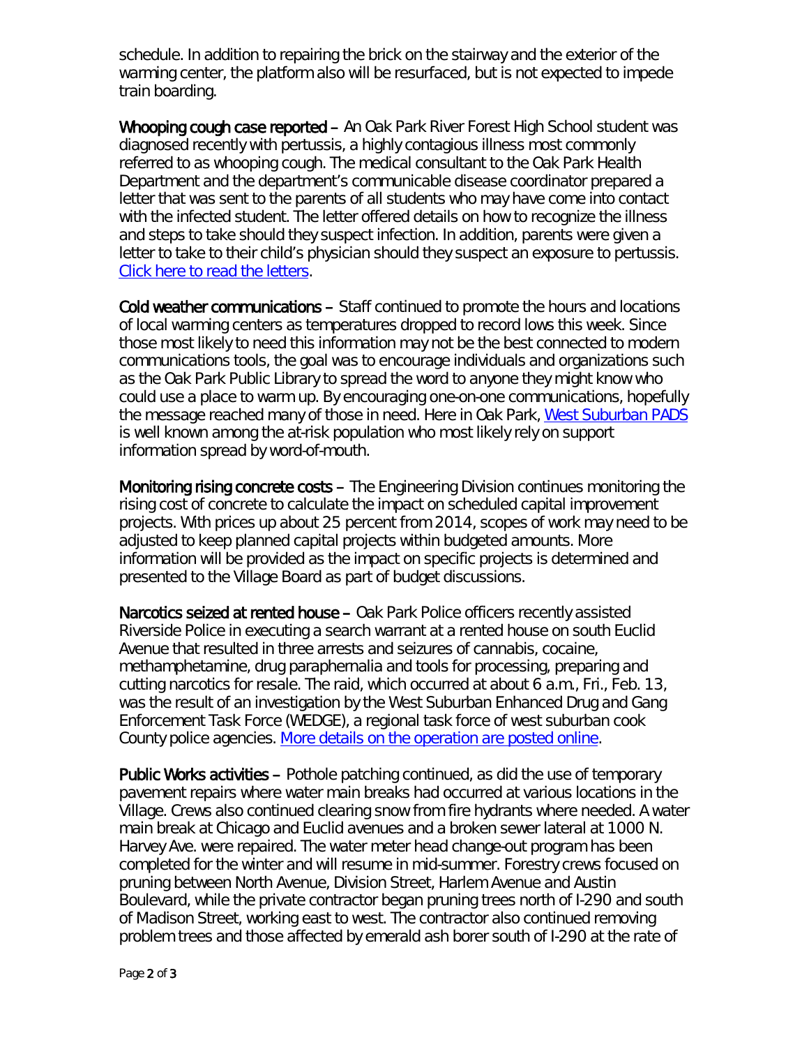schedule. In addition to repairing the brick on the stairway and the exterior of the warming center, the platform also will be resurfaced, but is not expected to impede train boarding.

**Whooping cough case reported** – An Oak Park River Forest High School student was diagnosed recently with pertussis, a highly contagious illness most commonly referred to as whooping cough. The medical consultant to the Oak Park Health Department and the department's communicable disease coordinator prepared a letter that was sent to the parents of all students who may have come into contact with the infected student. The letter offered details on how to recognize the illness and steps to take should they suspect infection. In addition, parents were given a letter to take to their child's physician should they suspect an exposure to pertussis. Click here to read the letters.

**Cold weather communications** – Staff continued to promote the hours and locations of local warming centers as temperatures dropped to record lows this week. Since those most likely to need this information may not be the best connected to modern communications tools, the goal was to encourage individuals and organizations such as the Oak Park Public Library to spread the word to anyone they might know who could use a place to warm up. By encouraging one-on-one communications, hopefully the message reached many of those in need. Here in Oak Park, West Suburban PADS is well known among the at-risk population who most likely rely on support information spread by word-of-mouth.

**Monitoring rising concrete costs** – The Engineering Division continues monitoring the rising cost of concrete to calculate the impact on scheduled capital improvement projects. With prices up about 25 percent from 2014, scopes of work may need to be adjusted to keep planned capital projects within budgeted amounts. More information will be provided as the impact on specific projects is determined and presented to the Village Board as part of budget discussions.

**Narcotics seized at rented house** – Oak Park Police officers recently assisted Riverside Police in executing a search warrant at a rented house on south Euclid Avenue that resulted in three arrests and seizures of cannabis, cocaine, methamphetamine, drug paraphernalia and tools for processing, preparing and cutting narcotics for resale. The raid, which occurred at about 6 a.m., Fri., Feb. 13, was the result of an investigation by the West Suburban Enhanced Drug and Gang Enforcement Task Force (WEDGE), a regional task force of west suburban cook County police agencies. More details on the operation are posted online.

**Public Works activities** – Pothole patching continued, as did the use of temporary pavement repairs where water main breaks had occurred at various locations in the Village. Crews also continued clearing snow from fire hydrants where needed. A water main break at Chicago and Euclid avenues and a broken sewer lateral at 1000 N. Harvey Ave. were repaired. The water meter head change-out program has been completed for the winter and will resume in mid-summer. Forestry crews focused on pruning between North Avenue, Division Street, Harlem Avenue and Austin Boulevard, while the private contractor began pruning trees north of I-290 and south of Madison Street, working east to west. The contractor also continued removing problem trees and those affected by emerald ash borer south of I-290 at the rate of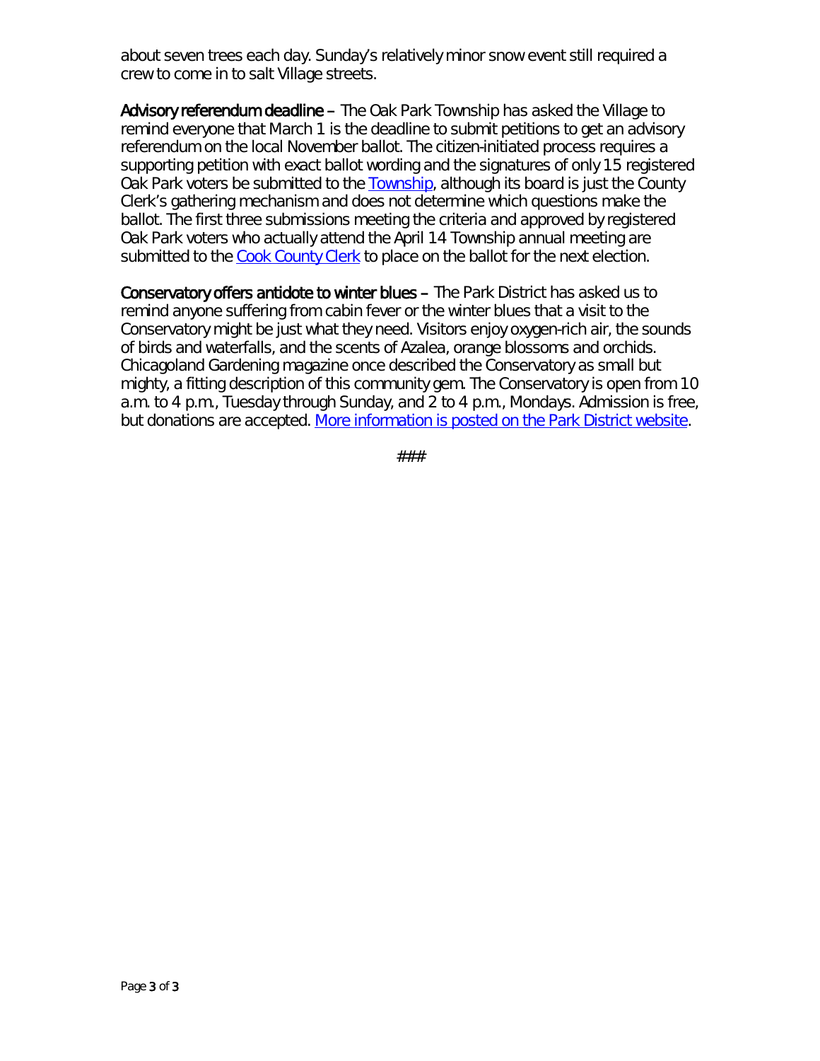about seven trees each day. Sunday's relatively minor snow event still required a crew to come in to salt Village streets.

**Advisory referendum deadline –** The Oak Park Township has asked the Village to remind everyone that March 1 is the deadline to submit petitions to get an advisory referendum on the local November ballot. The citizen-initiated process requires a supporting petition with exact ballot wording and the signatures of only 15 registered Oak Park voters be submitted to the Township, although its board is just the County Clerk's gathering mechanism and does not determine which questions make the ballot. The first three submissions meeting the criteria and approved by registered Oak Park voters who actually attend the April 14 Township annual meeting are submitted to the Cook County Clerk to place on the ballot for the next election.

**Conservatory offers antidote to winter blues –** The Park District has asked us to remind anyone suffering from cabin fever or the winter blues that a visit to the Conservatory might be just what they need. Visitors enjoy oxygen-rich air, the sounds of birds and waterfalls, and the scents of Azalea, orange blossoms and orchids. Chicagoland Gardening magazine once described the Conservatory as small but mighty, a fitting description of this community gem. The Conservatory is open from 10 a.m. to 4 p.m., Tuesday through Sunday, and 2 to 4 p.m., Mondays. Admission is free, but donations are accepted. More information is posted on the Park District website.

###